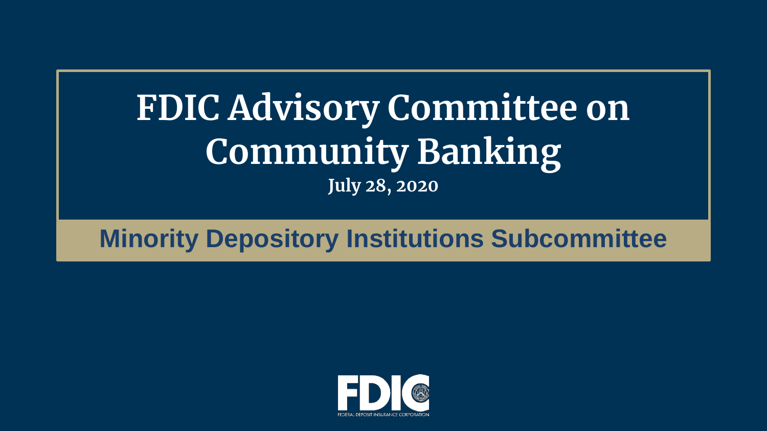# FDIC Advisory Committee on Community Banking

**July 28, 2020**

## Minority Depository Institutions Subcommittee

FDIC

FEDERAL DEPOSIT INSURANCE CORPORATION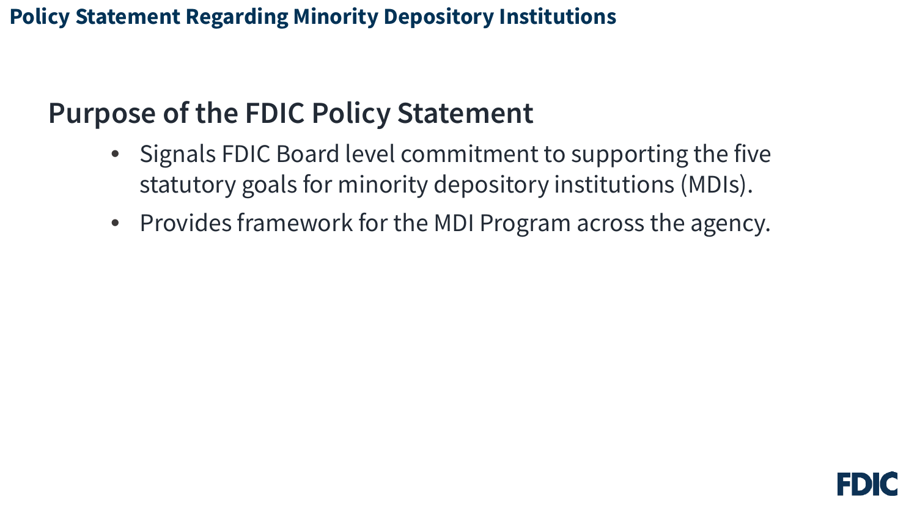# Policy Statement Regarding Minority Depository Institutions

## Purpose of the FDIC Policy Statement

- Signals FDIC Board level commitment to supporting the five statutory goals for minority depository institutions (MDIs).
- Provides framework for the MDI Program across the agency.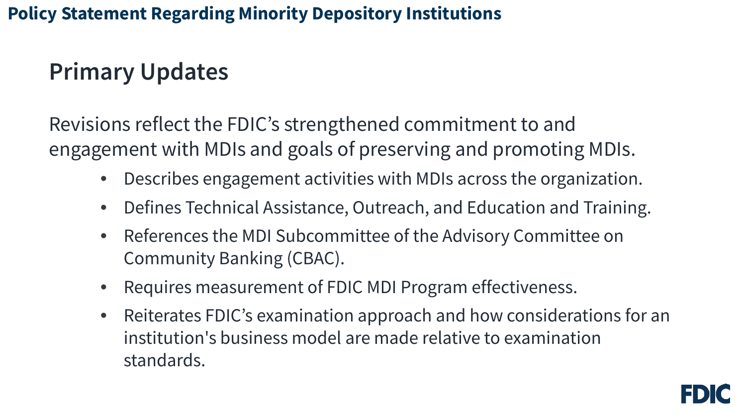# Policy Statement Regarding Minority Depository Institutions

## Primary Updates

Revisions reflect the FDIC's strengthened commitment to and engagement with MDIs and goals of preserving and promoting MDIs.

- Describes engagement activities with MDIs across the organization.
- Defines Technical Assistance, Outreach, and Education and Training.
- References the MDI Subcommittee of the Advisory Committee on Community Banking (CBAC).
- Requires measurement of FDIC MDI Program effectiveness.
- Reiterates FDIC's examination approach and how considerations for an institution's business model are made relative to examination standards.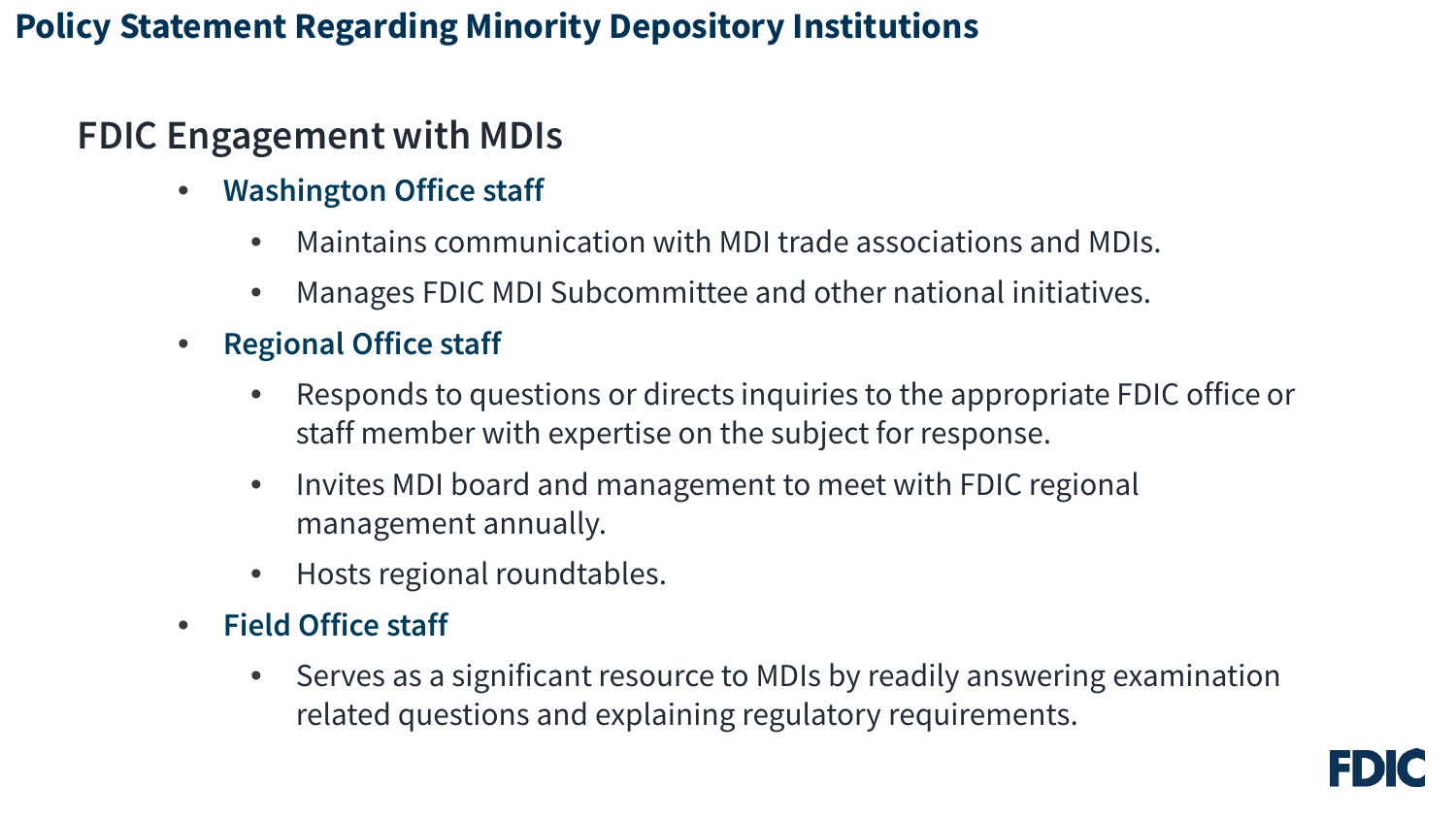# Policy Statement Regarding Minority Depository Institutions

## FDIC Engagement with MDIs

- **Washington Office staff**
  - Maintains communication with MDI trade associations and MDIs.
  - Manages FDIC MDI Subcommittee and other national initiatives.
- **Regional Office staff**
  - Responds to questions or directs inquiries to the appropriate FDIC office or staff member with expertise on the subject for response.
  - Invites MDI board and management to meet with FDIC regional management annually.
  - Hosts regional roundtables.
- **Field Office staff**
  - Serves as a significant resource to MDIs by readily answering examination related questions and explaining regulatory requirements.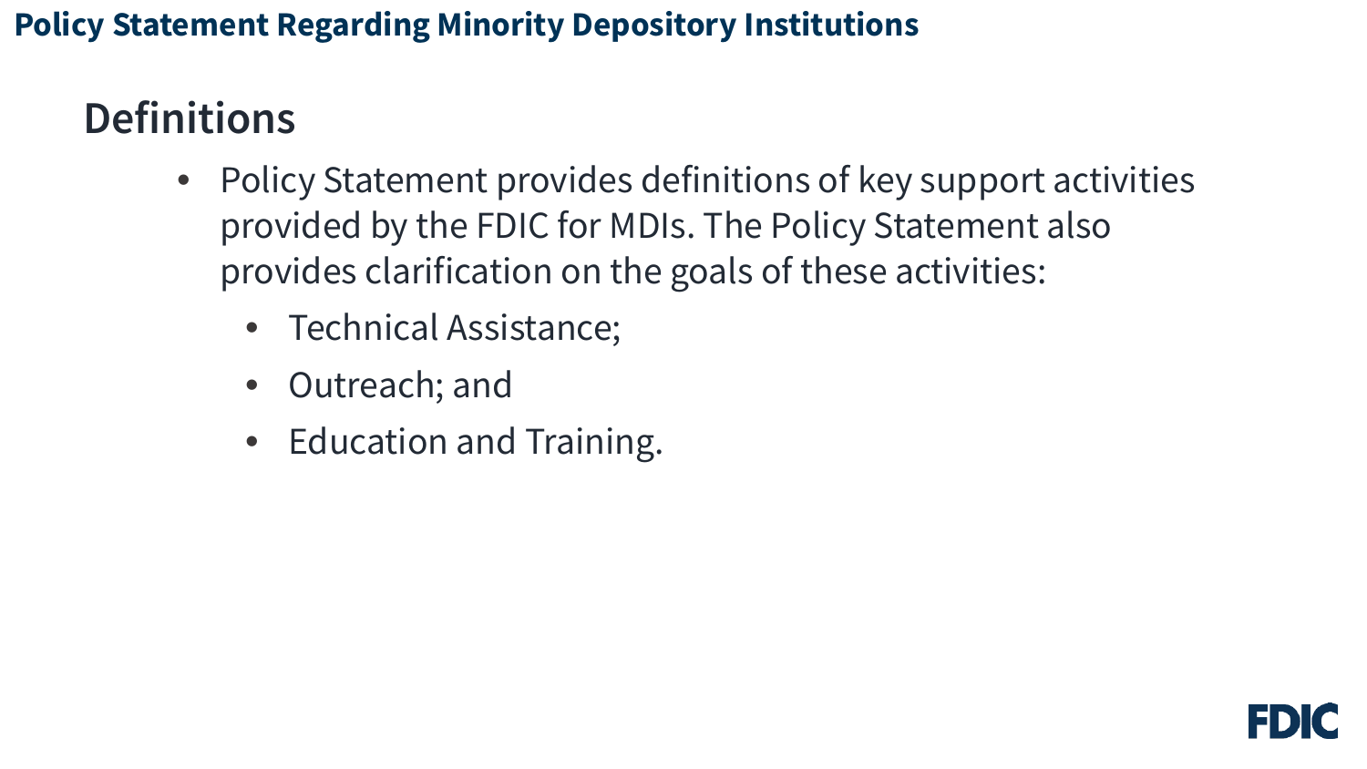## Definitions

- Policy Statement provides definitions of key support activities provided by the FDIC for MDIs. The Policy Statement also provides clarification on the goals of these activities:
  - Technical Assistance;
  - Outreach; and
  - Education and Training.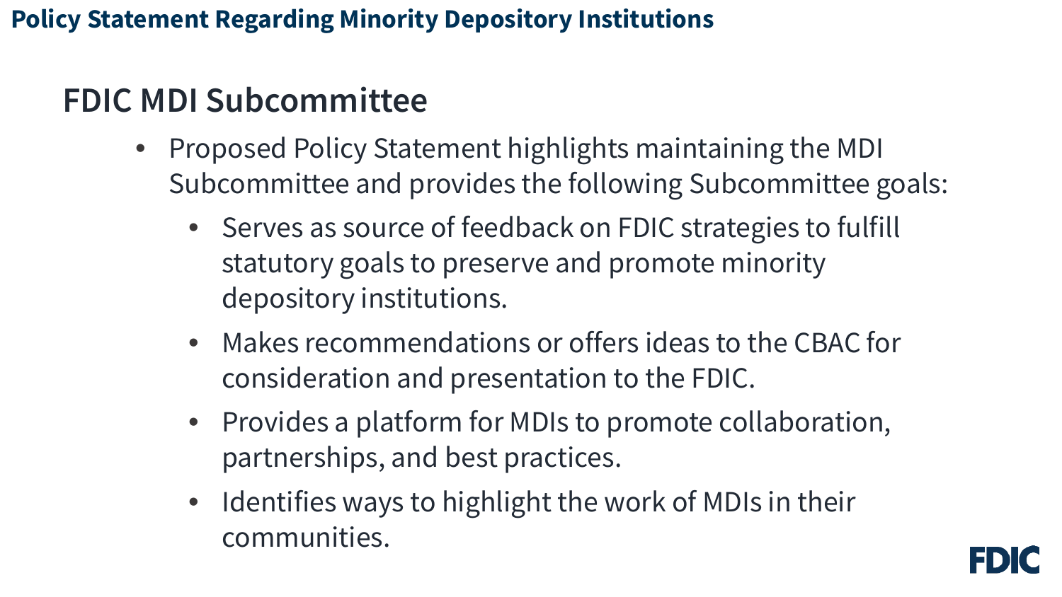# Policy Statement Regarding Minority Depository Institutions

## FDIC MDI Subcommittee

- Proposed Policy Statement highlights maintaining the MDI Subcommittee and provides the following Subcommittee goals:
  - Serves as source of feedback on FDIC strategies to fulfill statutory goals to preserve and promote minority depository institutions.
  - Makes recommendations or offers ideas to the CBAC for consideration and presentation to the FDIC.
  - Provides a platform for MDIs to promote collaboration, partnerships, and best practices.
  - Identifies ways to highlight the work of MDIs in their communities.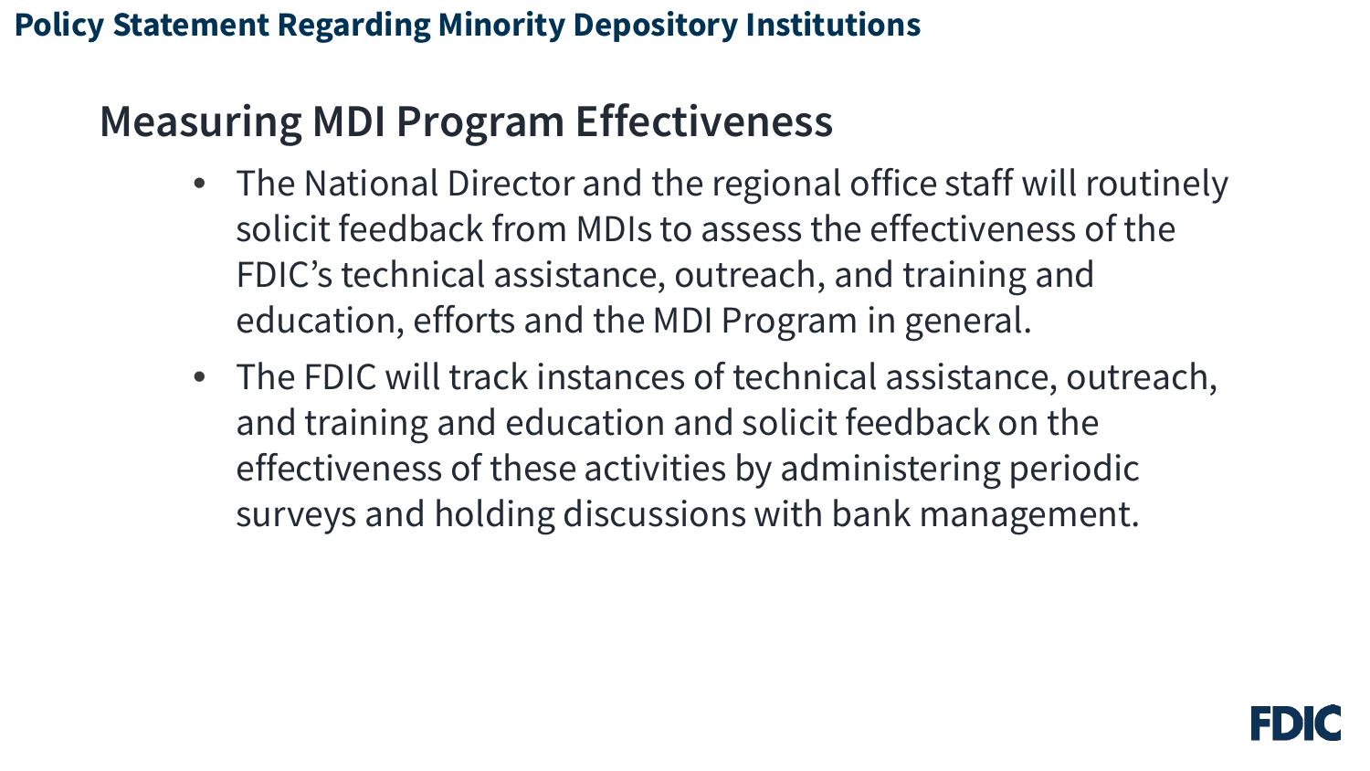## Measuring MDI Program Effectiveness

- The National Director and the regional office staff will routinely solicit feedback from MDIs to assess the effectiveness of the FDIC's technical assistance, outreach, and training and education, efforts and the MDI Program in general.
- The FDIC will track instances of technical assistance, outreach, and training and education and solicit feedback on the effectiveness of these activities by administering periodic surveys and holding discussions with bank management.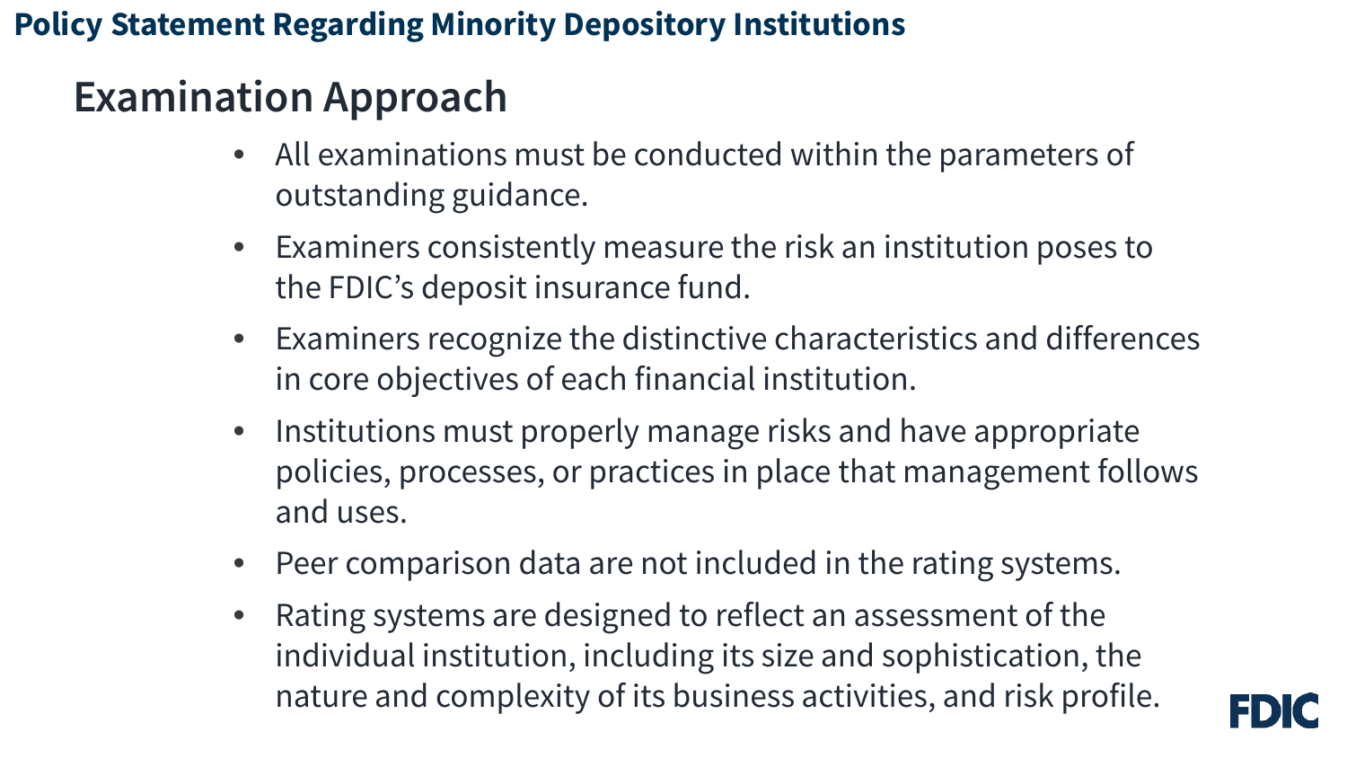# Policy Statement Regarding Minority Depository Institutions

## Examination Approach

- All examinations must be conducted within the parameters of outstanding guidance.
- Examiners consistently measure the risk an institution poses to the FDIC's deposit insurance fund.
- Examiners recognize the distinctive characteristics and differences in core objectives of each financial institution.
- Institutions must properly manage risks and have appropriate policies, processes, or practices in place that management follows and uses.
- Peer comparison data are not included in the rating systems.
- Rating systems are designed to reflect an assessment of the individual institution, including its size and sophistication, the nature and complexity of its business activities, and risk profile.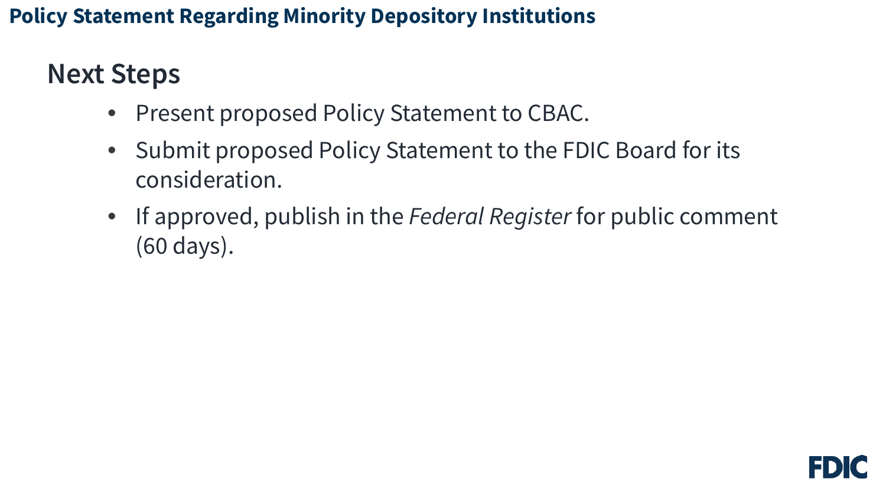# Policy Statement Regarding Minority Depository Institutions

## Next Steps

- Present proposed Policy Statement to CBAC.
- Submit proposed Policy Statement to the FDIC Board for its consideration.
- If approved, publish in the *Federal Register* for public comment (60 days).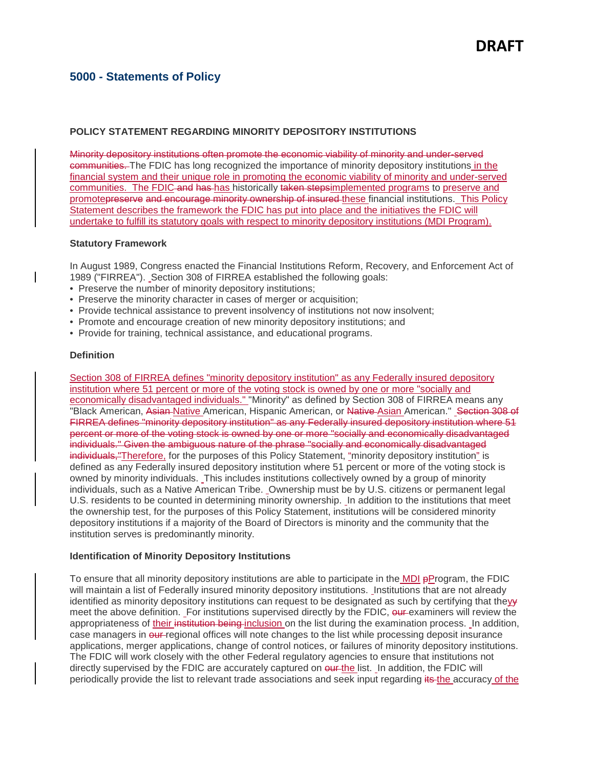## 5000 - Statements of Policy

### POLICY STATEMENT REGARDING MINORITY DEPOSITORY INSTITUTIONS

~~Minority depository institutions often promote the economic viability of minority and under-served communities.~~ The FDIC has long recognized the importance of minority depository institutions in the financial system and their unique role in promoting the economic viability of minority and under-served communities. The FDIC ~~and~~ ~~has~~ has historically ~~taken steps~~implemented programs to preserve and promote~~preserve~~ ~~and encourage minority ownership of insured~~ these financial institutions. This Policy Statement describes the framework the FDIC has put into place and the initiatives the FDIC will undertake to fulfill its statutory goals with respect to minority depository institutions (MDI Program).

#### Statutory Framework

In August 1989, Congress enacted the Financial Institutions Reform, Recovery, and Enforcement Act of 1989 ("FIRREA"). Section 308 of FIRREA established the following goals:

- Preserve the number of minority depository institutions;
- Preserve the minority character in cases of merger or acquisition;
- Provide technical assistance to prevent insolvency of institutions not now insolvent;
- Promote and encourage creation of new minority depository institutions; and
- Provide for training, technical assistance, and educational programs.

#### Definition

Section 308 of FIRREA defines "minority depository institution" as any Federally insured depository institution where 51 percent or more of the voting stock is owned by one or more "socially and economically disadvantaged individuals." "Minority" as defined by Section 308 of FIRREA means any "Black American, ~~Asian~~ Native American, Hispanic American, or ~~Native~~ Asian American." ~~Section 308 of FIRREA defines "minority depository institution" as any Federally insured depository institution where 51 percent or more of the voting stock is owned by one or more "socially and economically disadvantaged individuals." Given the ambiguous nature of the phrase "socially and economically disadvantaged individuals,"~~Therefore, for the purposes of this Policy Statement, "minority depository institution" is defined as any Federally insured depository institution where 51 percent or more of the voting stock is owned by minority individuals. This includes institutions collectively owned by a group of minority individuals, such as a Native American Tribe. Ownership must be by U.S. citizens or permanent legal U.S. residents to be counted in determining minority ownership. In addition to the institutions that meet the ownership test, for the purposes of this Policy Statement, institutions will be considered minority depository institutions if a majority of the Board of Directors is minority and the community that the institution serves is predominantly minority.

#### Identification of Minority Depository Institutions

To ensure that all minority depository institutions are able to participate in the MDI ~~p~~Program, the FDIC will maintain a list of Federally insured minority depository institutions. Institutions that are not already identified as minority depository institutions can request to be designated as such by certifying that they~~y~~ meet the above definition. For institutions supervised directly by the FDIC, ~~our~~ examiners will review the appropriateness of their ~~institution being~~ inclusion on the list during the examination process. In addition, case managers in ~~our~~ regional offices will note changes to the list while processing deposit insurance applications, merger applications, change of control notices, or failures of minority depository institutions. The FDIC will work closely with the other Federal regulatory agencies to ensure that institutions not directly supervised by the FDIC are accurately captured on ~~our~~ the list. In addition, the FDIC will periodically provide the list to relevant trade associations and seek input regarding ~~its~~ the accuracy of the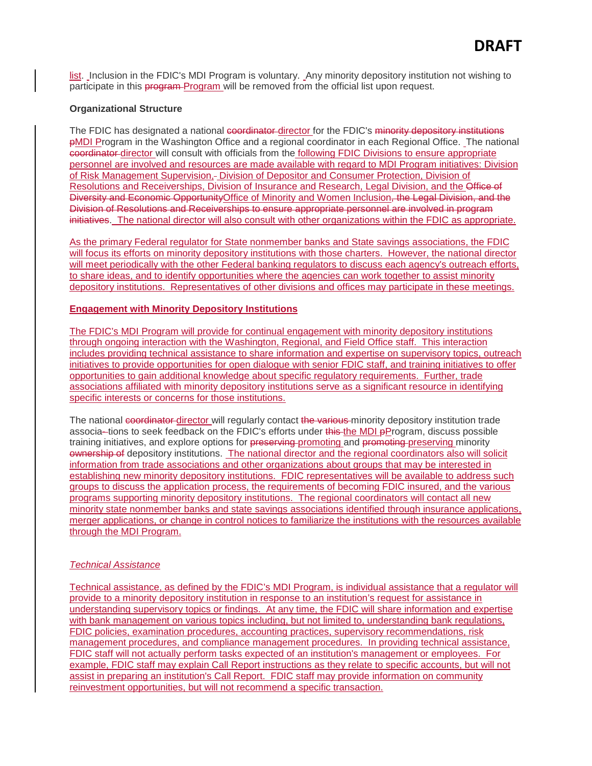list. Inclusion in the FDIC's MDI Program is voluntary. Any minority depository institution not wishing to participate in this ~~program~~ Program will be removed from the official list upon request.

**Organizational Structure**

The FDIC has designated a national ~~coordinator~~ director for the FDIC's ~~minority depository institutions p~~MDI Program in the Washington Office and a regional coordinator in each Regional Office. The national ~~coordinator~~ director will consult with officials from the following FDIC Divisions to ensure appropriate personnel are involved and resources are made available with regard to MDI Program initiatives: Division of Risk Management Supervision, Division of Depositor and Consumer Protection, Division of Resolutions and Receiverships, Division of Insurance and Research, Legal Division, and the ~~Office of Diversity and Economic Opportunity~~Office of Minority and Women Inclusion~~, the Legal Division, and the Division of Resolutions and Receiverships to ensure appropriate personnel are involved in program initiatives~~. The national director will also consult with other organizations within the FDIC as appropriate.

As the primary Federal regulator for State nonmember banks and State savings associations, the FDIC will focus its efforts on minority depository institutions with those charters. However, the national director will meet periodically with the other Federal banking regulators to discuss each agency's outreach efforts, to share ideas, and to identify opportunities where the agencies can work together to assist minority depository institutions. Representatives of other divisions and offices may participate in these meetings.

**Engagement with Minority Depository Institutions**

The FDIC's MDI Program will provide for continual engagement with minority depository institutions through ongoing interaction with the Washington, Regional, and Field Office staff. This interaction includes providing technical assistance to share information and expertise on supervisory topics, outreach initiatives to provide opportunities for open dialogue with senior FDIC staff, and training initiatives to offer opportunities to gain additional knowledge about specific regulatory requirements. Further, trade associations affiliated with minority depository institutions serve as a significant resource in identifying specific interests or concerns for those institutions.

The national ~~coordinator~~ director will regularly contact ~~the various~~ minority depository institution trade associations to seek feedback on the FDIC's efforts under ~~this~~ the MDI ~~p~~Program, discuss possible training initiatives, and explore options for ~~preserving~~ promoting and ~~promoting~~ preserving minority ~~ownership of~~ depository institutions. The national director and the regional coordinators also will solicit information from trade associations and other organizations about groups that may be interested in establishing new minority depository institutions. FDIC representatives will be available to address such groups to discuss the application process, the requirements of becoming FDIC insured, and the various programs supporting minority depository institutions. The regional coordinators will contact all new minority state nonmember banks and state savings associations identified through insurance applications, merger applications, or change in control notices to familiarize the institutions with the resources available through the MDI Program.

*Technical Assistance*

Technical assistance, as defined by the FDIC's MDI Program, is individual assistance that a regulator will provide to a minority depository institution in response to an institution's request for assistance in understanding supervisory topics or findings. At any time, the FDIC will share information and expertise with bank management on various topics including, but not limited to, understanding bank regulations, FDIC policies, examination procedures, accounting practices, supervisory recommendations, risk management procedures, and compliance management procedures. In providing technical assistance, FDIC staff will not actually perform tasks expected of an institution's management or employees. For example, FDIC staff may explain Call Report instructions as they relate to specific accounts, but will not assist in preparing an institution's Call Report. FDIC staff may provide information on community reinvestment opportunities, but will not recommend a specific transaction.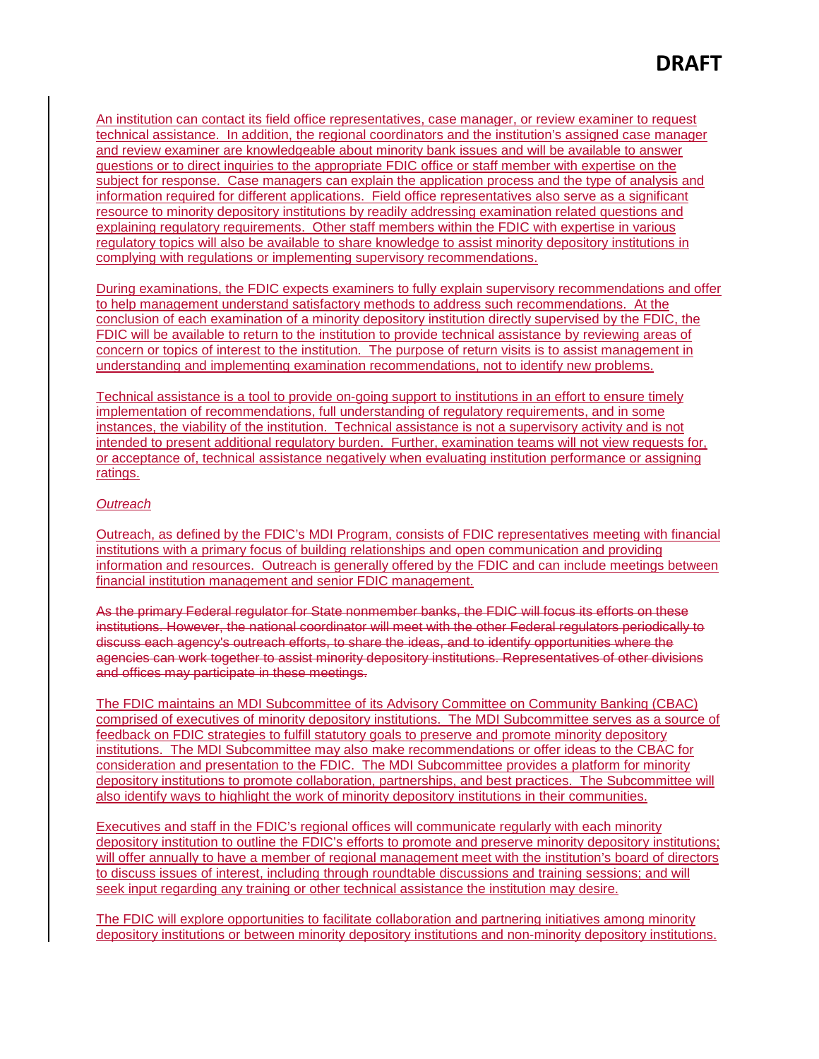An institution can contact its field office representatives, case manager, or review examiner to request technical assistance. In addition, the regional coordinators and the institution's assigned case manager and review examiner are knowledgeable about minority bank issues and will be available to answer questions or to direct inquiries to the appropriate FDIC office or staff member with expertise on the subject for response. Case managers can explain the application process and the type of analysis and information required for different applications. Field office representatives also serve as a significant resource to minority depository institutions by readily addressing examination related questions and explaining regulatory requirements. Other staff members within the FDIC with expertise in various regulatory topics will also be available to share knowledge to assist minority depository institutions in complying with regulations or implementing supervisory recommendations.

During examinations, the FDIC expects examiners to fully explain supervisory recommendations and offer to help management understand satisfactory methods to address such recommendations. At the conclusion of each examination of a minority depository institution directly supervised by the FDIC, the FDIC will be available to return to the institution to provide technical assistance by reviewing areas of concern or topics of interest to the institution. The purpose of return visits is to assist management in understanding and implementing examination recommendations, not to identify new problems.

Technical assistance is a tool to provide on-going support to institutions in an effort to ensure timely implementation of recommendations, full understanding of regulatory requirements, and in some instances, the viability of the institution. Technical assistance is not a supervisory activity and is not intended to present additional regulatory burden. Further, examination teams will not view requests for, or acceptance of, technical assistance negatively when evaluating institution performance or assigning ratings.

*Outreach*

Outreach, as defined by the FDIC's MDI Program, consists of FDIC representatives meeting with financial institutions with a primary focus of building relationships and open communication and providing information and resources. Outreach is generally offered by the FDIC and can include meetings between financial institution management and senior FDIC management.

~~As the primary Federal regulator for State nonmember banks, the FDIC will focus its efforts on these institutions. However, the national coordinator will meet with the other Federal regulators periodically to discuss each agency's outreach efforts, to share the ideas, and to identify opportunities where the agencies can work together to assist minority depository institutions. Representatives of other divisions and offices may participate in these meetings.~~

The FDIC maintains an MDI Subcommittee of its Advisory Committee on Community Banking (CBAC) comprised of executives of minority depository institutions. The MDI Subcommittee serves as a source of feedback on FDIC strategies to fulfill statutory goals to preserve and promote minority depository institutions. The MDI Subcommittee may also make recommendations or offer ideas to the CBAC for consideration and presentation to the FDIC. The MDI Subcommittee provides a platform for minority depository institutions to promote collaboration, partnerships, and best practices. The Subcommittee will also identify ways to highlight the work of minority depository institutions in their communities.

Executives and staff in the FDIC's regional offices will communicate regularly with each minority depository institution to outline the FDIC's efforts to promote and preserve minority depository institutions; will offer annually to have a member of regional management meet with the institution's board of directors to discuss issues of interest, including through roundtable discussions and training sessions; and will seek input regarding any training or other technical assistance the institution may desire.

The FDIC will explore opportunities to facilitate collaboration and partnering initiatives among minority depository institutions or between minority depository institutions and non-minority depository institutions.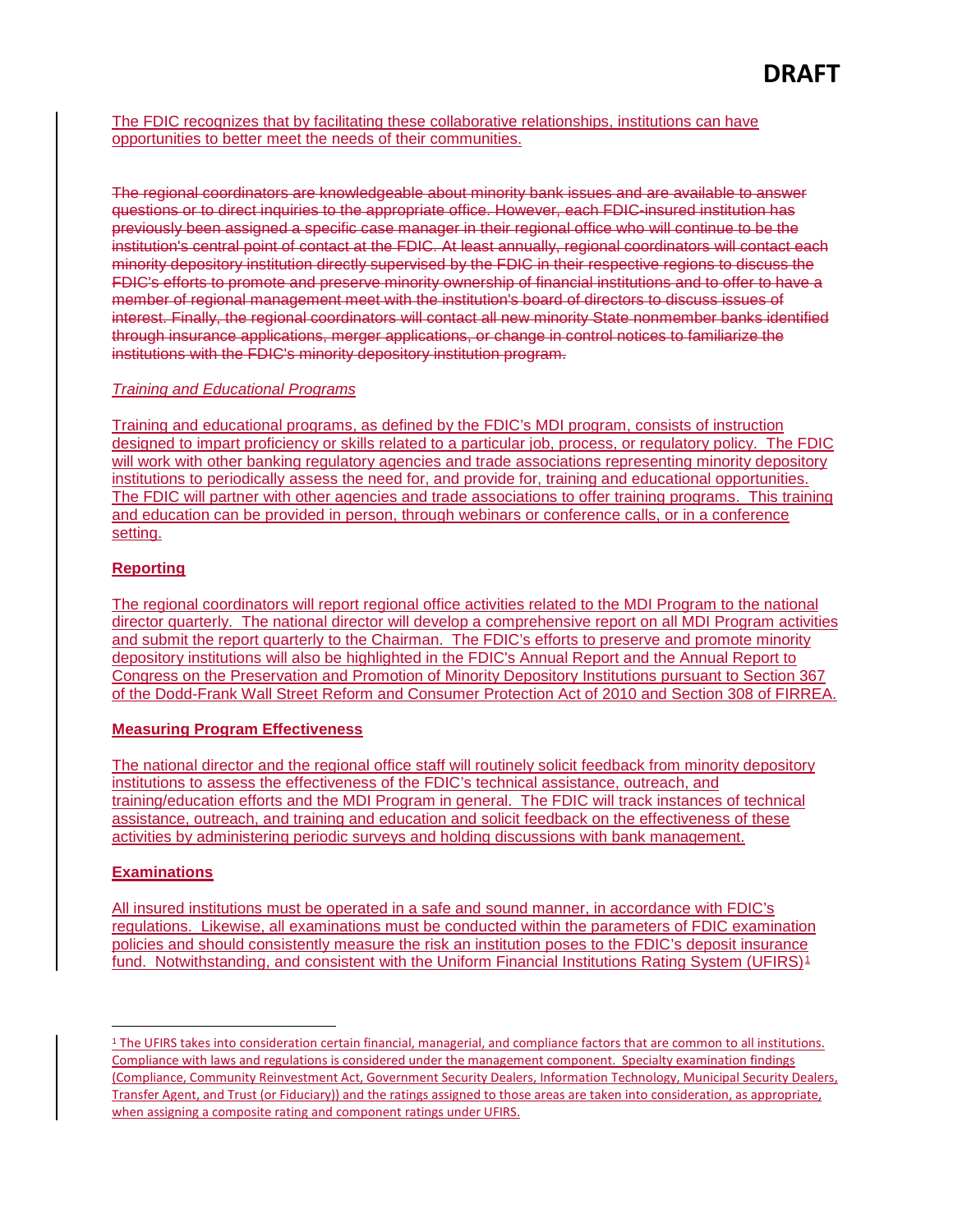The FDIC recognizes that by facilitating these collaborative relationships, institutions can have opportunities to better meet the needs of their communities.

~~The regional coordinators are knowledgeable about minority bank issues and are available to answer questions or to direct inquiries to the appropriate office. However, each FDIC-insured institution has previously been assigned a specific case manager in their regional office who will continue to be the institution's central point of contact at the FDIC. At least annually, regional coordinators will contact each minority depository institution directly supervised by the FDIC in their respective regions to discuss the FDIC's efforts to promote and preserve minority ownership of financial institutions and to offer to have a member of regional management meet with the institution's board of directors to discuss issues of interest. Finally, the regional coordinators will contact all new minority State nonmember banks identified through insurance applications, merger applications, or change in control notices to familiarize the institutions with the FDIC's minority depository institution program.~~

*Training and Educational Programs*

Training and educational programs, as defined by the FDIC's MDI program, consists of instruction designed to impart proficiency or skills related to a particular job, process, or regulatory policy. The FDIC will work with other banking regulatory agencies and trade associations representing minority depository institutions to periodically assess the need for, and provide for, training and educational opportunities. The FDIC will partner with other agencies and trade associations to offer training programs. This training and education can be provided in person, through webinars or conference calls, or in a conference setting.

**Reporting**

The regional coordinators will report regional office activities related to the MDI Program to the national director quarterly. The national director will develop a comprehensive report on all MDI Program activities and submit the report quarterly to the Chairman. The FDIC's efforts to preserve and promote minority depository institutions will also be highlighted in the FDIC's Annual Report and the Annual Report to Congress on the Preservation and Promotion of Minority Depository Institutions pursuant to Section 367 of the Dodd-Frank Wall Street Reform and Consumer Protection Act of 2010 and Section 308 of FIRREA.

**Measuring Program Effectiveness**

The national director and the regional office staff will routinely solicit feedback from minority depository institutions to assess the effectiveness of the FDIC's technical assistance, outreach, and training/education efforts and the MDI Program in general. The FDIC will track instances of technical assistance, outreach, and training and education and solicit feedback on the effectiveness of these activities by administering periodic surveys and holding discussions with bank management.

**Examinations**

All insured institutions must be operated in a safe and sound manner, in accordance with FDIC's regulations. Likewise, all examinations must be conducted within the parameters of FDIC examination policies and should consistently measure the risk an institution poses to the FDIC's deposit insurance fund. Notwithstanding, and consistent with the Uniform Financial Institutions Rating System (UFIRS)[1]

---

[1] The UFIRS takes into consideration certain financial, managerial, and compliance factors that are common to all institutions. Compliance with laws and regulations is considered under the management component. Specialty examination findings (Compliance, Community Reinvestment Act, Government Security Dealers, Information Technology, Municipal Security Dealers, Transfer Agent, and Trust (or Fiduciary)) and the ratings assigned to those areas are taken into consideration, as appropriate, when assigning a composite rating and component ratings under UFIRS.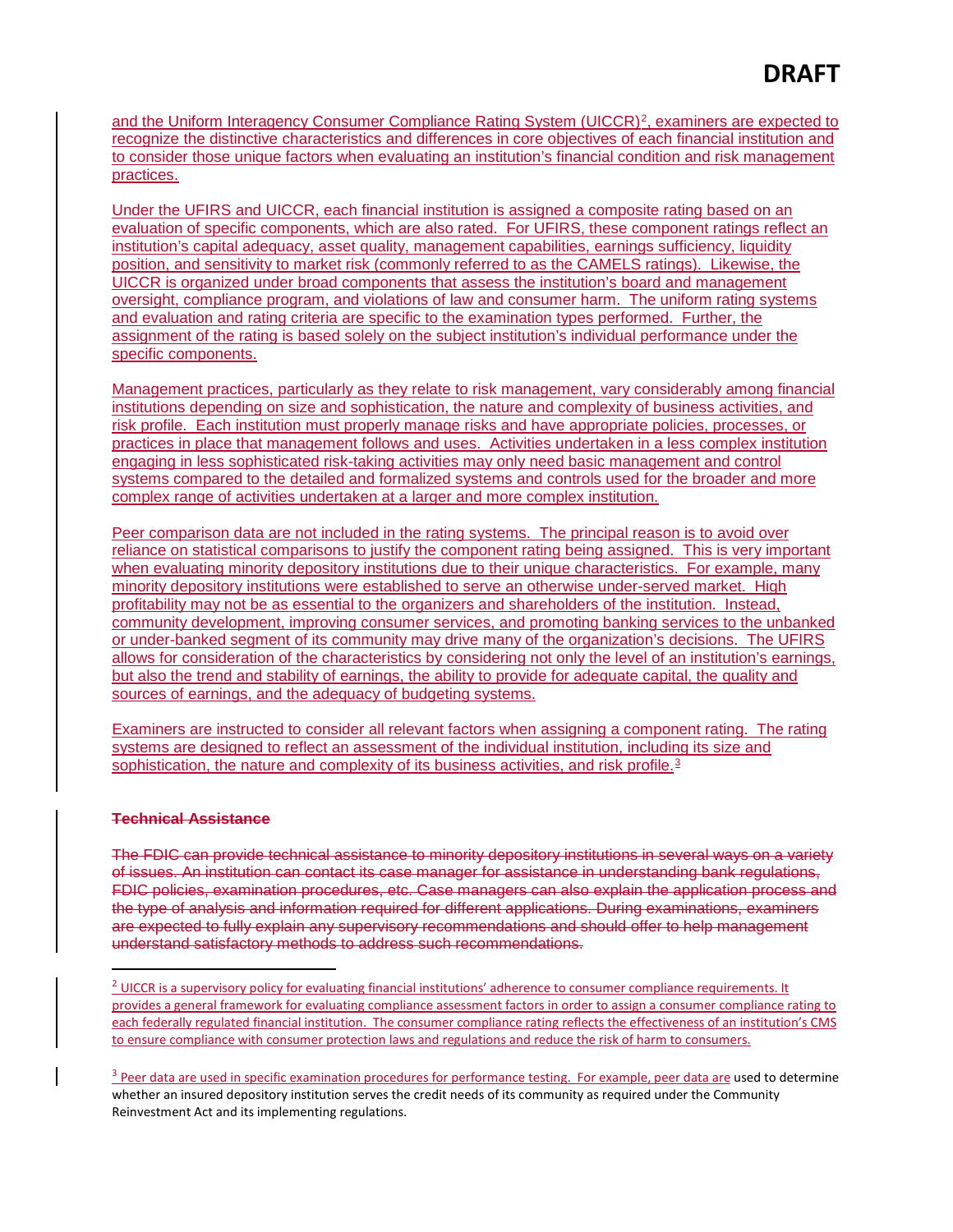and the Uniform Interagency Consumer Compliance Rating System (UICCR)[2], examiners are expected to recognize the distinctive characteristics and differences in core objectives of each financial institution and to consider those unique factors when evaluating an institution's financial condition and risk management practices.

Under the UFIRS and UICCR, each financial institution is assigned a composite rating based on an evaluation of specific components, which are also rated. For UFIRS, these component ratings reflect an institution's capital adequacy, asset quality, management capabilities, earnings sufficiency, liquidity position, and sensitivity to market risk (commonly referred to as the CAMELS ratings). Likewise, the UICCR is organized under broad components that assess the institution's board and management oversight, compliance program, and violations of law and consumer harm. The uniform rating systems and evaluation and rating criteria are specific to the examination types performed. Further, the assignment of the rating is based solely on the subject institution's individual performance under the specific components.

Management practices, particularly as they relate to risk management, vary considerably among financial institutions depending on size and sophistication, the nature and complexity of business activities, and risk profile. Each institution must properly manage risks and have appropriate policies, processes, or practices in place that management follows and uses. Activities undertaken in a less complex institution engaging in less sophisticated risk-taking activities may only need basic management and control systems compared to the detailed and formalized systems and controls used for the broader and more complex range of activities undertaken at a larger and more complex institution.

Peer comparison data are not included in the rating systems. The principal reason is to avoid over reliance on statistical comparisons to justify the component rating being assigned. This is very important when evaluating minority depository institutions due to their unique characteristics. For example, many minority depository institutions were established to serve an otherwise under-served market. High profitability may not be as essential to the organizers and shareholders of the institution. Instead, community development, improving consumer services, and promoting banking services to the unbanked or under-banked segment of its community may drive many of the organization's decisions. The UFIRS allows for consideration of the characteristics by considering not only the level of an institution's earnings, but also the trend and stability of earnings, the ability to provide for adequate capital, the quality and sources of earnings, and the adequacy of budgeting systems.

Examiners are instructed to consider all relevant factors when assigning a component rating. The rating systems are designed to reflect an assessment of the individual institution, including its size and sophistication, the nature and complexity of its business activities, and risk profile.[3]

~~**Technical Assistance**~~

~~The FDIC can provide technical assistance to minority depository institutions in several ways on a variety of issues. An institution can contact its case manager for assistance in understanding bank regulations, FDIC policies, examination procedures, etc. Case managers can also explain the application process and the type of analysis and information required for different applications. During examinations, examiners are expected to fully explain any supervisory recommendations and should offer to help management understand satisfactory methods to address such recommendations.~~

---

[2] UICCR is a supervisory policy for evaluating financial institutions' adherence to consumer compliance requirements. It provides a general framework for evaluating compliance assessment factors in order to assign a consumer compliance rating to each federally regulated financial institution. The consumer compliance rating reflects the effectiveness of an institution's CMS to ensure compliance with consumer protection laws and regulations and reduce the risk of harm to consumers.

[3] Peer data are used in specific examination procedures for performance testing. For example, peer data are used to determine whether an insured depository institution serves the credit needs of its community as required under the Community Reinvestment Act and its implementing regulations.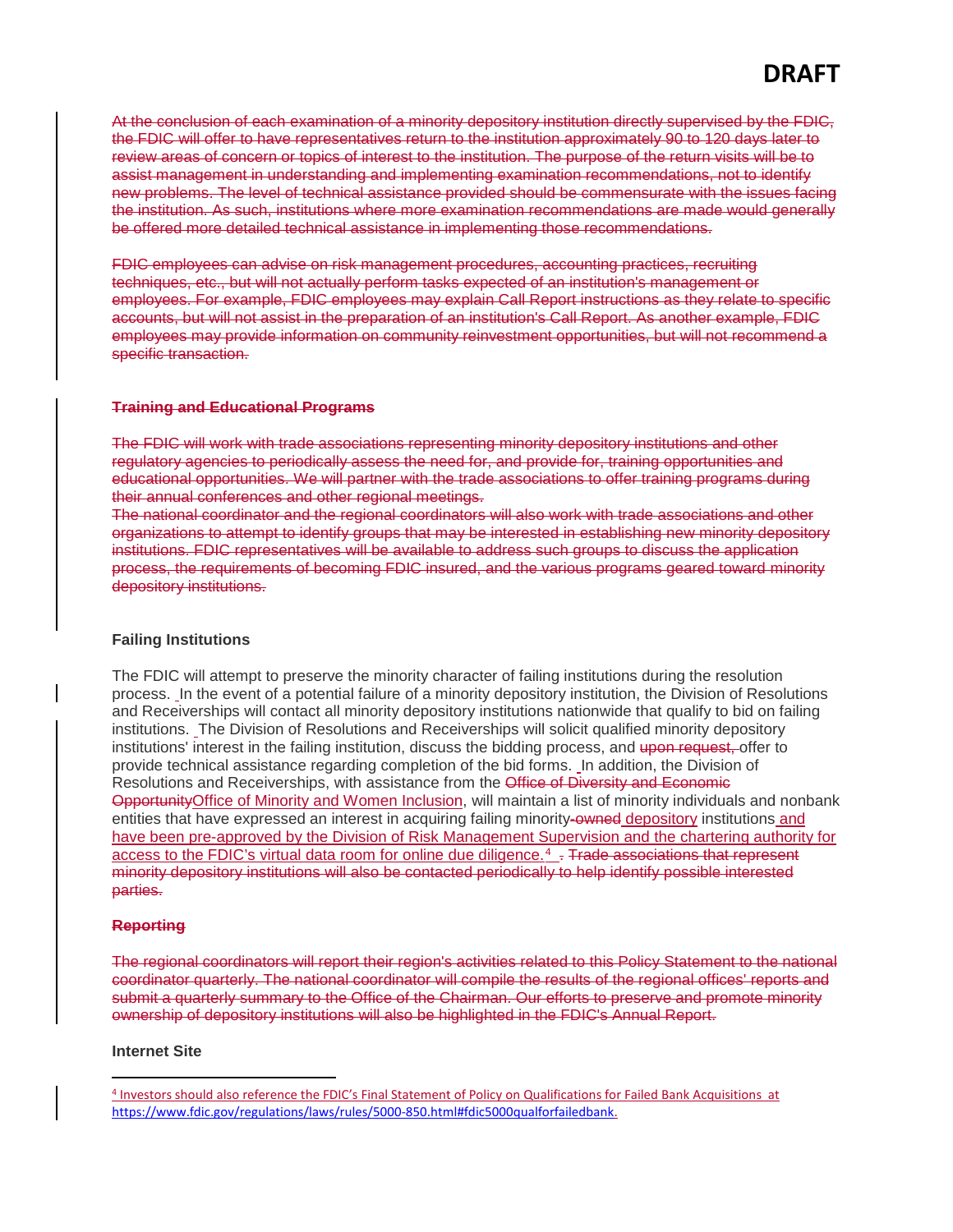~~At the conclusion of each examination of a minority depository institution directly supervised by the FDIC, the FDIC will offer to have representatives return to the institution approximately 90 to 120 days later to review areas of concern or topics of interest to the institution. The purpose of the return visits will be to assist management in understanding and implementing examination recommendations, not to identify new problems. The level of technical assistance provided should be commensurate with the issues facing the institution. As such, institutions where more examination recommendations are made would generally be offered more detailed technical assistance in implementing those recommendations.~~

~~FDIC employees can advise on risk management procedures, accounting practices, recruiting techniques, etc., but will not actually perform tasks expected of an institution's management or employees. For example, FDIC employees may explain Call Report instructions as they relate to specific accounts, but will not assist in the preparation of an institution's Call Report. As another example, FDIC employees may provide information on community reinvestment opportunities, but will not recommend a specific transaction.~~

### ~~Training and Educational Programs~~

~~The FDIC will work with trade associations representing minority depository institutions and other regulatory agencies to periodically assess the need for, and provide for, training opportunities and educational opportunities. We will partner with the trade associations to offer training programs during their annual conferences and other regional meetings.~~
~~The national coordinator and the regional coordinators will also work with trade associations and other organizations to attempt to identify groups that may be interested in establishing new minority depository institutions. FDIC representatives will be available to address such groups to discuss the application process, the requirements of becoming FDIC insured, and the various programs geared toward minority depository institutions.~~

### Failing Institutions

The FDIC will attempt to preserve the minority character of failing institutions during the resolution process. In the event of a potential failure of a minority depository institution, the Division of Resolutions and Receiverships will contact all minority depository institutions nationwide that qualify to bid on failing institutions. The Division of Resolutions and Receiverships will solicit qualified minority depository institutions' interest in the failing institution, discuss the bidding process, and ~~upon request,~~ offer to provide technical assistance regarding completion of the bid forms. In addition, the Division of Resolutions and Receiverships, with assistance from the ~~Office of Diversity and Economic Opportunity~~Office of Minority and Women Inclusion, will maintain a list of minority individuals and nonbank entities that have expressed an interest in acquiring failing minority~~-owned~~ depository institutions and have been pre-approved by the Division of Risk Management Supervision and the chartering authority for access to the FDIC's virtual data room for online due diligence.[4] ~~. Trade associations that represent minority depository institutions will also be contacted periodically to help identify possible interested parties.~~

### ~~Reporting~~

~~The regional coordinators will report their region's activities related to this Policy Statement to the national coordinator quarterly. The national coordinator will compile the results of the regional offices' reports and submit a quarterly summary to the Office of the Chairman. Our efforts to preserve and promote minority ownership of depository institutions will also be highlighted in the FDIC's Annual Report.~~

### Internet Site

---

[4] Investors should also reference the FDIC's Final Statement of Policy on Qualifications for Failed Bank Acquisitions at https://www.fdic.gov/regulations/laws/rules/5000-850.html#fdic5000qualforfailedbank.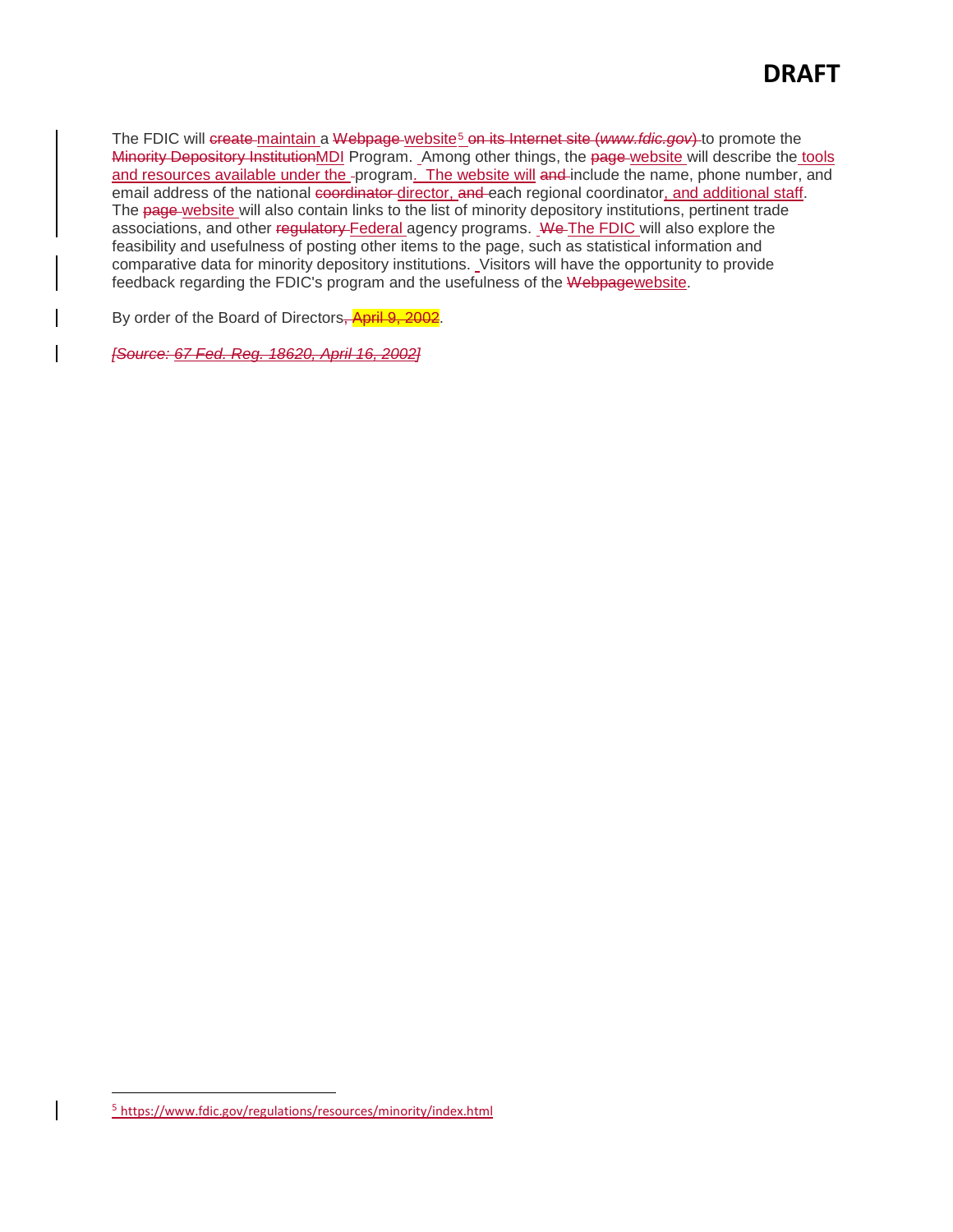**DRAFT**

The FDIC will ~~create~~ maintain a ~~Webpage~~ website[5] ~~on its Internet site (*www.fdic.gov*)~~ to promote the ~~Minority Depository Institution~~MDI Program. Among other things, the ~~page~~ website will describe the tools and resources available under the program. The website will ~~and~~ include the name, phone number, and email address of the national ~~coordinator~~ director, ~~and~~ each regional coordinator, and additional staff. The ~~page~~ website will also contain links to the list of minority depository institutions, pertinent trade associations, and other ~~regulatory~~ Federal agency programs. ~~We~~ The FDIC will also explore the feasibility and usefulness of posting other items to the page, such as statistical information and comparative data for minority depository institutions. Visitors will have the opportunity to provide feedback regarding the FDIC's program and the usefulness of the ~~Webpage~~website.

By order of the Board of Directors~~, April 9, 2002~~.

~~*[Source: 67 Fed. Reg. 18620, April 16, 2002]*~~

---

[5] https://www.fdic.gov/regulations/resources/minority/index.html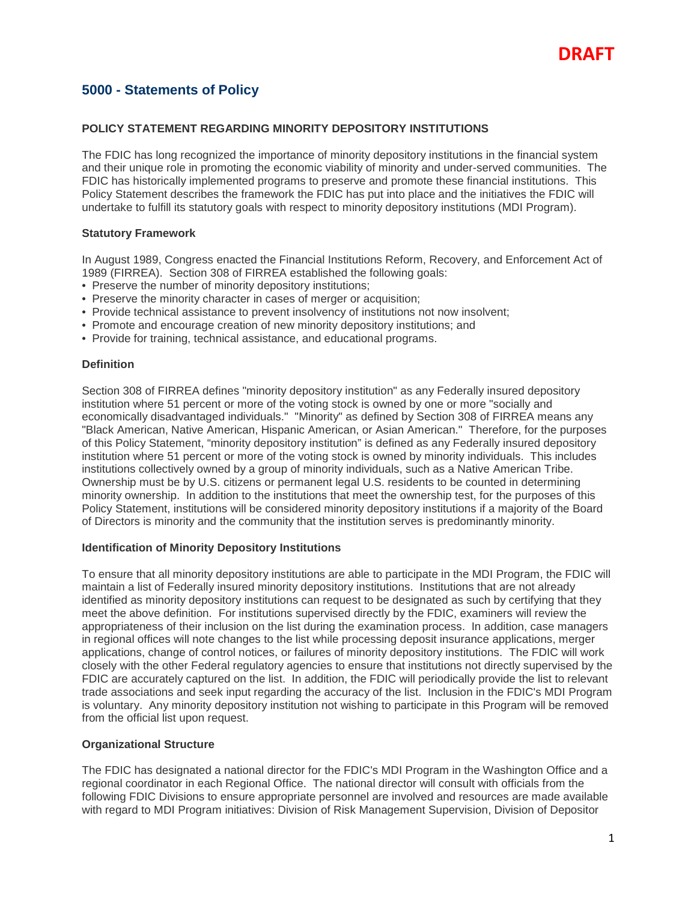DRAFT

## 5000 - Statements of Policy

### POLICY STATEMENT REGARDING MINORITY DEPOSITORY INSTITUTIONS

The FDIC has long recognized the importance of minority depository institutions in the financial system and their unique role in promoting the economic viability of minority and under-served communities. The FDIC has historically implemented programs to preserve and promote these financial institutions. This Policy Statement describes the framework the FDIC has put into place and the initiatives the FDIC will undertake to fulfill its statutory goals with respect to minority depository institutions (MDI Program).

#### Statutory Framework

In August 1989, Congress enacted the Financial Institutions Reform, Recovery, and Enforcement Act of 1989 (FIRREA). Section 308 of FIRREA established the following goals:

- Preserve the number of minority depository institutions;
- Preserve the minority character in cases of merger or acquisition;
- Provide technical assistance to prevent insolvency of institutions not now insolvent;
- Promote and encourage creation of new minority depository institutions; and
- Provide for training, technical assistance, and educational programs.

#### Definition

Section 308 of FIRREA defines "minority depository institution" as any Federally insured depository institution where 51 percent or more of the voting stock is owned by one or more "socially and economically disadvantaged individuals." "Minority" as defined by Section 308 of FIRREA means any "Black American, Native American, Hispanic American, or Asian American." Therefore, for the purposes of this Policy Statement, "minority depository institution" is defined as any Federally insured depository institution where 51 percent or more of the voting stock is owned by minority individuals. This includes institutions collectively owned by a group of minority individuals, such as a Native American Tribe. Ownership must be by U.S. citizens or permanent legal U.S. residents to be counted in determining minority ownership. In addition to the institutions that meet the ownership test, for the purposes of this Policy Statement, institutions will be considered minority depository institutions if a majority of the Board of Directors is minority and the community that the institution serves is predominantly minority.

#### Identification of Minority Depository Institutions

To ensure that all minority depository institutions are able to participate in the MDI Program, the FDIC will maintain a list of Federally insured minority depository institutions. Institutions that are not already identified as minority depository institutions can request to be designated as such by certifying that they meet the above definition. For institutions supervised directly by the FDIC, examiners will review the appropriateness of their inclusion on the list during the examination process. In addition, case managers in regional offices will note changes to the list while processing deposit insurance applications, merger applications, change of control notices, or failures of minority depository institutions. The FDIC will work closely with the other Federal regulatory agencies to ensure that institutions not directly supervised by the FDIC are accurately captured on the list. In addition, the FDIC will periodically provide the list to relevant trade associations and seek input regarding the accuracy of the list. Inclusion in the FDIC's MDI Program is voluntary. Any minority depository institution not wishing to participate in this Program will be removed from the official list upon request.

#### Organizational Structure

The FDIC has designated a national director for the FDIC's MDI Program in the Washington Office and a regional coordinator in each Regional Office. The national director will consult with officials from the following FDIC Divisions to ensure appropriate personnel are involved and resources are made available with regard to MDI Program initiatives: Division of Risk Management Supervision, Division of Depositor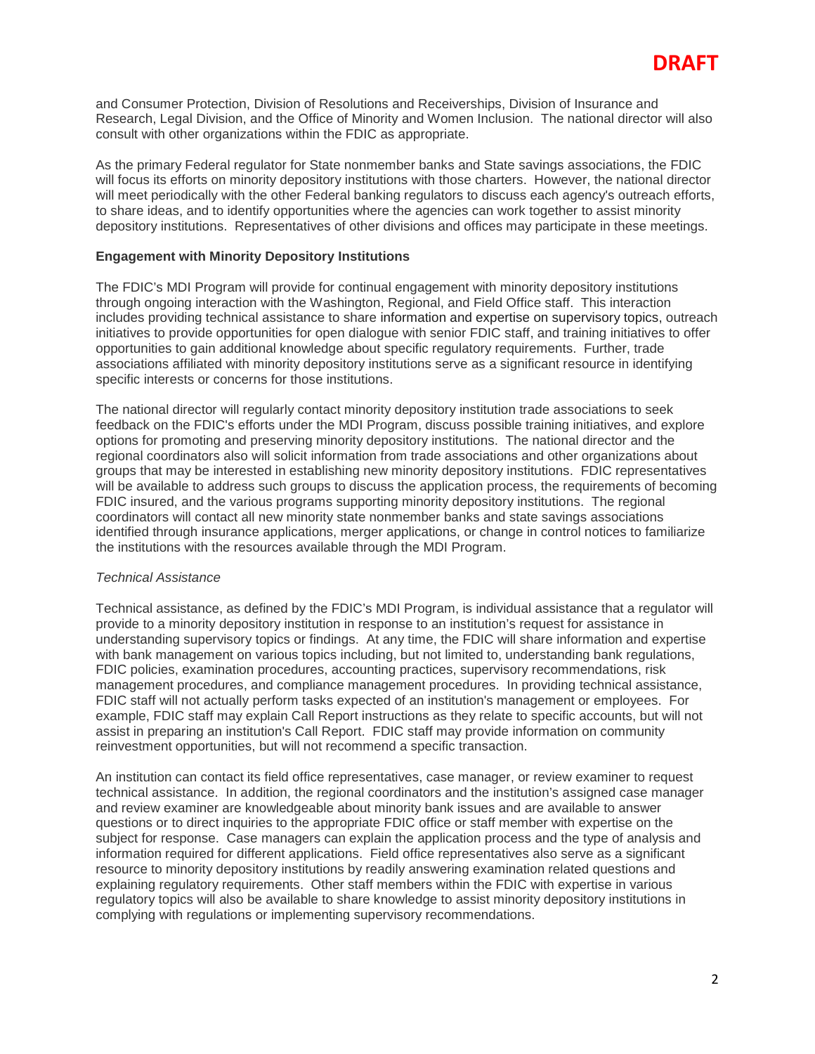**DRAFT**

and Consumer Protection, Division of Resolutions and Receiverships, Division of Insurance and Research, Legal Division, and the Office of Minority and Women Inclusion. The national director will also consult with other organizations within the FDIC as appropriate.

As the primary Federal regulator for State nonmember banks and State savings associations, the FDIC will focus its efforts on minority depository institutions with those charters. However, the national director will meet periodically with the other Federal banking regulators to discuss each agency's outreach efforts, to share ideas, and to identify opportunities where the agencies can work together to assist minority depository institutions. Representatives of other divisions and offices may participate in these meetings.

**Engagement with Minority Depository Institutions**

The FDIC's MDI Program will provide for continual engagement with minority depository institutions through ongoing interaction with the Washington, Regional, and Field Office staff. This interaction includes providing technical assistance to share information and expertise on supervisory topics, outreach initiatives to provide opportunities for open dialogue with senior FDIC staff, and training initiatives to offer opportunities to gain additional knowledge about specific regulatory requirements. Further, trade associations affiliated with minority depository institutions serve as a significant resource in identifying specific interests or concerns for those institutions.

The national director will regularly contact minority depository institution trade associations to seek feedback on the FDIC's efforts under the MDI Program, discuss possible training initiatives, and explore options for promoting and preserving minority depository institutions. The national director and the regional coordinators also will solicit information from trade associations and other organizations about groups that may be interested in establishing new minority depository institutions. FDIC representatives will be available to address such groups to discuss the application process, the requirements of becoming FDIC insured, and the various programs supporting minority depository institutions. The regional coordinators will contact all new minority state nonmember banks and state savings associations identified through insurance applications, merger applications, or change in control notices to familiarize the institutions with the resources available through the MDI Program.

*Technical Assistance*

Technical assistance, as defined by the FDIC's MDI Program, is individual assistance that a regulator will provide to a minority depository institution in response to an institution's request for assistance in understanding supervisory topics or findings. At any time, the FDIC will share information and expertise with bank management on various topics including, but not limited to, understanding bank regulations, FDIC policies, examination procedures, accounting practices, supervisory recommendations, risk management procedures, and compliance management procedures. In providing technical assistance, FDIC staff will not actually perform tasks expected of an institution's management or employees. For example, FDIC staff may explain Call Report instructions as they relate to specific accounts, but will not assist in preparing an institution's Call Report. FDIC staff may provide information on community reinvestment opportunities, but will not recommend a specific transaction.

An institution can contact its field office representatives, case manager, or review examiner to request technical assistance. In addition, the regional coordinators and the institution's assigned case manager and review examiner are knowledgeable about minority bank issues and are available to answer questions or to direct inquiries to the appropriate FDIC office or staff member with expertise on the subject for response. Case managers can explain the application process and the type of analysis and information required for different applications. Field office representatives also serve as a significant resource to minority depository institutions by readily answering examination related questions and explaining regulatory requirements. Other staff members within the FDIC with expertise in various regulatory topics will also be available to share knowledge to assist minority depository institutions in complying with regulations or implementing supervisory recommendations.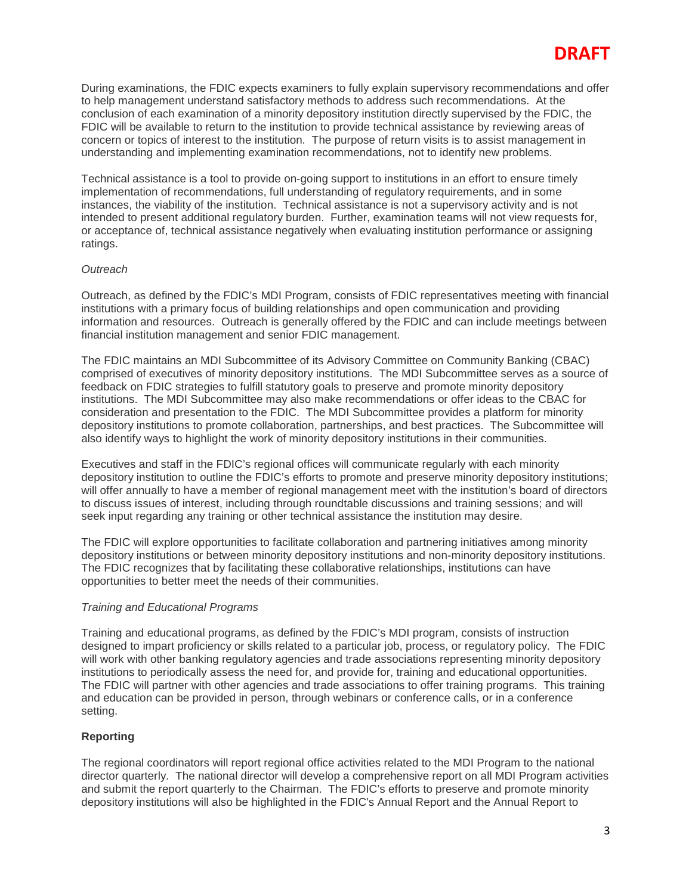During examinations, the FDIC expects examiners to fully explain supervisory recommendations and offer to help management understand satisfactory methods to address such recommendations. At the conclusion of each examination of a minority depository institution directly supervised by the FDIC, the FDIC will be available to return to the institution to provide technical assistance by reviewing areas of concern or topics of interest to the institution. The purpose of return visits is to assist management in understanding and implementing examination recommendations, not to identify new problems.

Technical assistance is a tool to provide on-going support to institutions in an effort to ensure timely implementation of recommendations, full understanding of regulatory requirements, and in some instances, the viability of the institution. Technical assistance is not a supervisory activity and is not intended to present additional regulatory burden. Further, examination teams will not view requests for, or acceptance of, technical assistance negatively when evaluating institution performance or assigning ratings.

*Outreach*

Outreach, as defined by the FDIC's MDI Program, consists of FDIC representatives meeting with financial institutions with a primary focus of building relationships and open communication and providing information and resources. Outreach is generally offered by the FDIC and can include meetings between financial institution management and senior FDIC management.

The FDIC maintains an MDI Subcommittee of its Advisory Committee on Community Banking (CBAC) comprised of executives of minority depository institutions. The MDI Subcommittee serves as a source of feedback on FDIC strategies to fulfill statutory goals to preserve and promote minority depository institutions. The MDI Subcommittee may also make recommendations or offer ideas to the CBAC for consideration and presentation to the FDIC. The MDI Subcommittee provides a platform for minority depository institutions to promote collaboration, partnerships, and best practices. The Subcommittee will also identify ways to highlight the work of minority depository institutions in their communities.

Executives and staff in the FDIC's regional offices will communicate regularly with each minority depository institution to outline the FDIC's efforts to promote and preserve minority depository institutions; will offer annually to have a member of regional management meet with the institution's board of directors to discuss issues of interest, including through roundtable discussions and training sessions; and will seek input regarding any training or other technical assistance the institution may desire.

The FDIC will explore opportunities to facilitate collaboration and partnering initiatives among minority depository institutions or between minority depository institutions and non-minority depository institutions. The FDIC recognizes that by facilitating these collaborative relationships, institutions can have opportunities to better meet the needs of their communities.

*Training and Educational Programs*

Training and educational programs, as defined by the FDIC's MDI program, consists of instruction designed to impart proficiency or skills related to a particular job, process, or regulatory policy. The FDIC will work with other banking regulatory agencies and trade associations representing minority depository institutions to periodically assess the need for, and provide for, training and educational opportunities. The FDIC will partner with other agencies and trade associations to offer training programs. This training and education can be provided in person, through webinars or conference calls, or in a conference setting.

**Reporting**

The regional coordinators will report regional office activities related to the MDI Program to the national director quarterly. The national director will develop a comprehensive report on all MDI Program activities and submit the report quarterly to the Chairman. The FDIC's efforts to preserve and promote minority depository institutions will also be highlighted in the FDIC's Annual Report and the Annual Report to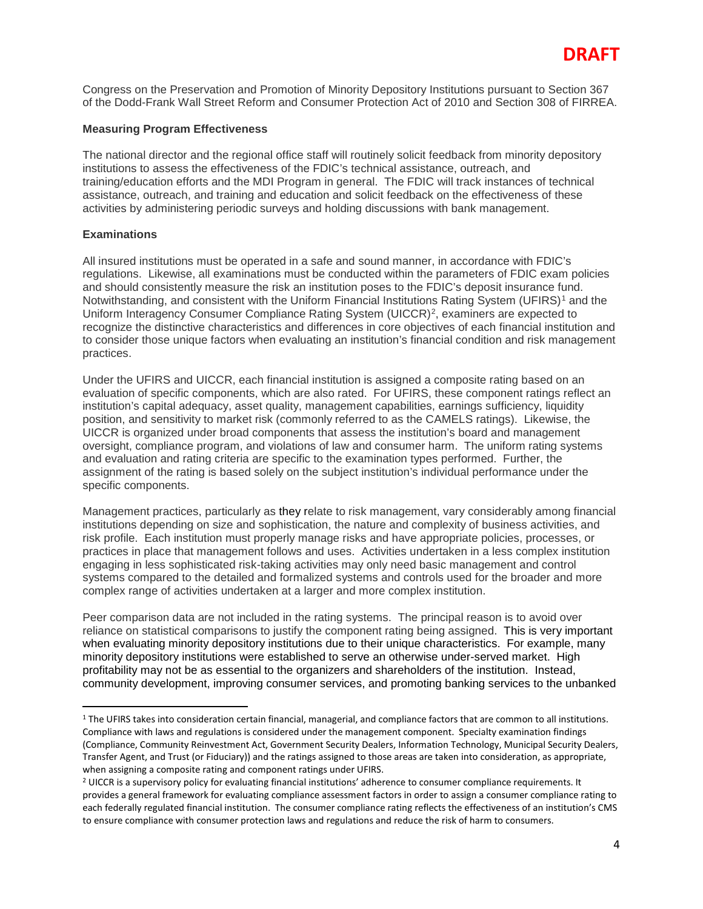DRAFT

Congress on the Preservation and Promotion of Minority Depository Institutions pursuant to Section 367 of the Dodd-Frank Wall Street Reform and Consumer Protection Act of 2010 and Section 308 of FIRREA.

**Measuring Program Effectiveness**

The national director and the regional office staff will routinely solicit feedback from minority depository institutions to assess the effectiveness of the FDIC's technical assistance, outreach, and training/education efforts and the MDI Program in general. The FDIC will track instances of technical assistance, outreach, and training and education and solicit feedback on the effectiveness of these activities by administering periodic surveys and holding discussions with bank management.

**Examinations**

All insured institutions must be operated in a safe and sound manner, in accordance with FDIC's regulations. Likewise, all examinations must be conducted within the parameters of FDIC exam policies and should consistently measure the risk an institution poses to the FDIC's deposit insurance fund. Notwithstanding, and consistent with the Uniform Financial Institutions Rating System (UFIRS)[1] and the Uniform Interagency Consumer Compliance Rating System (UICCR)[2], examiners are expected to recognize the distinctive characteristics and differences in core objectives of each financial institution and to consider those unique factors when evaluating an institution's financial condition and risk management practices.

Under the UFIRS and UICCR, each financial institution is assigned a composite rating based on an evaluation of specific components, which are also rated. For UFIRS, these component ratings reflect an institution's capital adequacy, asset quality, management capabilities, earnings sufficiency, liquidity position, and sensitivity to market risk (commonly referred to as the CAMELS ratings). Likewise, the UICCR is organized under broad components that assess the institution's board and management oversight, compliance program, and violations of law and consumer harm. The uniform rating systems and evaluation and rating criteria are specific to the examination types performed. Further, the assignment of the rating is based solely on the subject institution's individual performance under the specific components.

Management practices, particularly as they relate to risk management, vary considerably among financial institutions depending on size and sophistication, the nature and complexity of business activities, and risk profile. Each institution must properly manage risks and have appropriate policies, processes, or practices in place that management follows and uses. Activities undertaken in a less complex institution engaging in less sophisticated risk-taking activities may only need basic management and control systems compared to the detailed and formalized systems and controls used for the broader and more complex range of activities undertaken at a larger and more complex institution.

Peer comparison data are not included in the rating systems. The principal reason is to avoid over reliance on statistical comparisons to justify the component rating being assigned. This is very important when evaluating minority depository institutions due to their unique characteristics. For example, many minority depository institutions were established to serve an otherwise under-served market. High profitability may not be as essential to the organizers and shareholders of the institution. Instead, community development, improving consumer services, and promoting banking services to the unbanked

---

[1] The UFIRS takes into consideration certain financial, managerial, and compliance factors that are common to all institutions. Compliance with laws and regulations is considered under the management component. Specialty examination findings (Compliance, Community Reinvestment Act, Government Security Dealers, Information Technology, Municipal Security Dealers, Transfer Agent, and Trust (or Fiduciary)) and the ratings assigned to those areas are taken into consideration, as appropriate, when assigning a composite rating and component ratings under UFIRS.

[2] UICCR is a supervisory policy for evaluating financial institutions' adherence to consumer compliance requirements. It provides a general framework for evaluating compliance assessment factors in order to assign a consumer compliance rating to each federally regulated financial institution. The consumer compliance rating reflects the effectiveness of an institution's CMS to ensure compliance with consumer protection laws and regulations and reduce the risk of harm to consumers.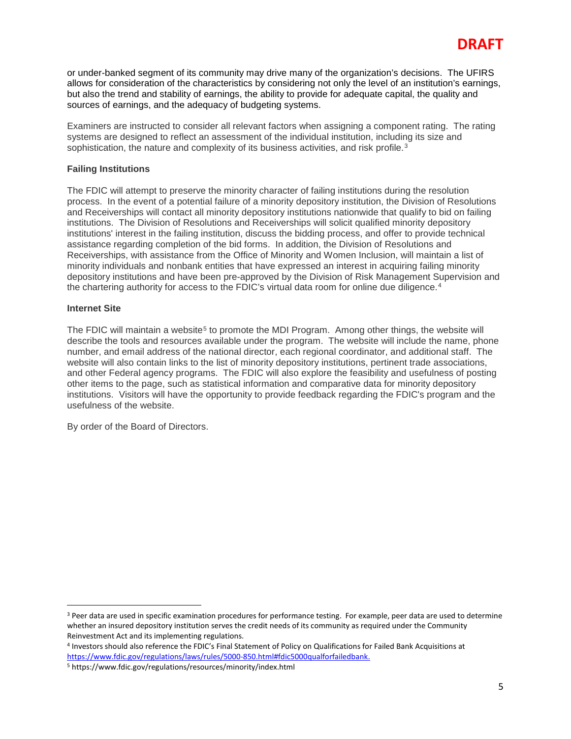**DRAFT**

or under-banked segment of its community may drive many of the organization's decisions. The UFIRS allows for consideration of the characteristics by considering not only the level of an institution's earnings, but also the trend and stability of earnings, the ability to provide for adequate capital, the quality and sources of earnings, and the adequacy of budgeting systems.

Examiners are instructed to consider all relevant factors when assigning a component rating. The rating systems are designed to reflect an assessment of the individual institution, including its size and sophistication, the nature and complexity of its business activities, and risk profile.[3]

**Failing Institutions**

The FDIC will attempt to preserve the minority character of failing institutions during the resolution process. In the event of a potential failure of a minority depository institution, the Division of Resolutions and Receiverships will contact all minority depository institutions nationwide that qualify to bid on failing institutions. The Division of Resolutions and Receiverships will solicit qualified minority depository institutions' interest in the failing institution, discuss the bidding process, and offer to provide technical assistance regarding completion of the bid forms. In addition, the Division of Resolutions and Receiverships, with assistance from the Office of Minority and Women Inclusion, will maintain a list of minority individuals and nonbank entities that have expressed an interest in acquiring failing minority depository institutions and have been pre-approved by the Division of Risk Management Supervision and the chartering authority for access to the FDIC's virtual data room for online due diligence.[4]

**Internet Site**

The FDIC will maintain a website[5] to promote the MDI Program. Among other things, the website will describe the tools and resources available under the program. The website will include the name, phone number, and email address of the national director, each regional coordinator, and additional staff. The website will also contain links to the list of minority depository institutions, pertinent trade associations, and other Federal agency programs. The FDIC will also explore the feasibility and usefulness of posting other items to the page, such as statistical information and comparative data for minority depository institutions. Visitors will have the opportunity to provide feedback regarding the FDIC's program and the usefulness of the website.

By order of the Board of Directors.

---

[3] Peer data are used in specific examination procedures for performance testing. For example, peer data are used to determine whether an insured depository institution serves the credit needs of its community as required under the Community Reinvestment Act and its implementing regulations.

[4] Investors should also reference the FDIC's Final Statement of Policy on Qualifications for Failed Bank Acquisitions at https://www.fdic.gov/regulations/laws/rules/5000-850.html#fdic5000qualforfailedbank.

[5] https://www.fdic.gov/regulations/resources/minority/index.html